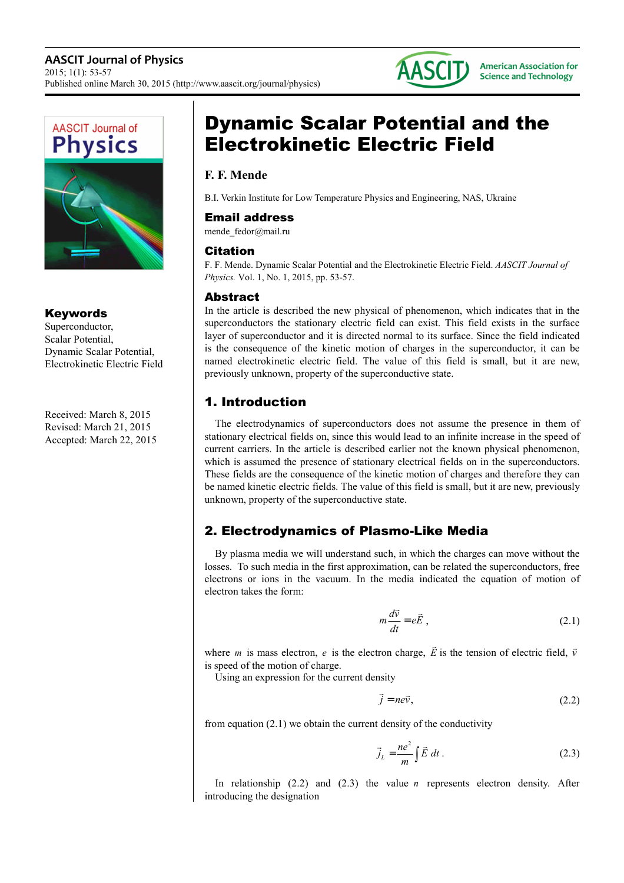# Dynamic Scalar Potential and the Electrokinetic Electric Field

**F. F. Mende**

B.I. Verkin Institute for Low Temperature Physics and Engineering, NAS, Ukraine

### Email address

mende_fedor@mail.ru

### Citation

F. F. Mende. Dynamic Scalar Potential and the Electrokinetic Electric Field. *AASCIT Journal of Physics.* Vol. 1, No. 1, 2015, pp. 53-57.

### Keywords

Superconductor,
Scalar Potential,
Dynamic Scalar Potential,
Electrokinetic Electric Field

Received: March 8, 2015
Revised: March 21, 2015
Accepted: March 22, 2015

### Abstract

In the article is described the new physical of phenomenon, which indicates that in the superconductors the stationary electric field can exist. This field exists in the surface layer of superconductor and it is directed normal to its surface. Since the field indicated is the consequence of the kinetic motion of charges in the superconductor, it can be named electrokinetic electric field. The value of this field is small, but it are new, previously unknown, property of the superconductive state.

## 1. Introduction

The electrodynamics of superconductors does not assume the presence in them of stationary electrical fields on, since this would lead to an infinite increase in the speed of current carriers. In the article is described earlier not the known physical phenomenon, which is assumed the presence of stationary electrical fields on in the superconductors. These fields are the consequence of the kinetic motion of charges and therefore they can be named kinetic electric fields. The value of this field is small, but it are new, previously unknown, property of the superconductive state.

## 2. Electrodynamics of Plasmo-Like Media

By plasma media we will understand such, in which the charges can move without the losses. To such media in the first approximation, can be related the superconductors, free electrons or ions in the vacuum. In the media indicated the equation of motion of electron takes the form:

$$m\frac{d\vec{v}}{dt}=e\vec{E}\,, \tag{2.1}$$

where $m$ is mass electron, $e$ is the electron charge, $\vec{E}$ is the tension of electric field, $\vec{v}$ is speed of the motion of charge.

Using an expression for the current density

$$\vec{j}=ne\vec{v}, \tag{2.2}$$

from equation (2.1) we obtain the current density of the conductivity

$$\vec{j}_L=\frac{ne^2}{m}\int\vec{E}\,dt\,. \tag{2.3}$$

In relationship (2.2) and (2.3) the value $n$ represents electron density. After introducing the designation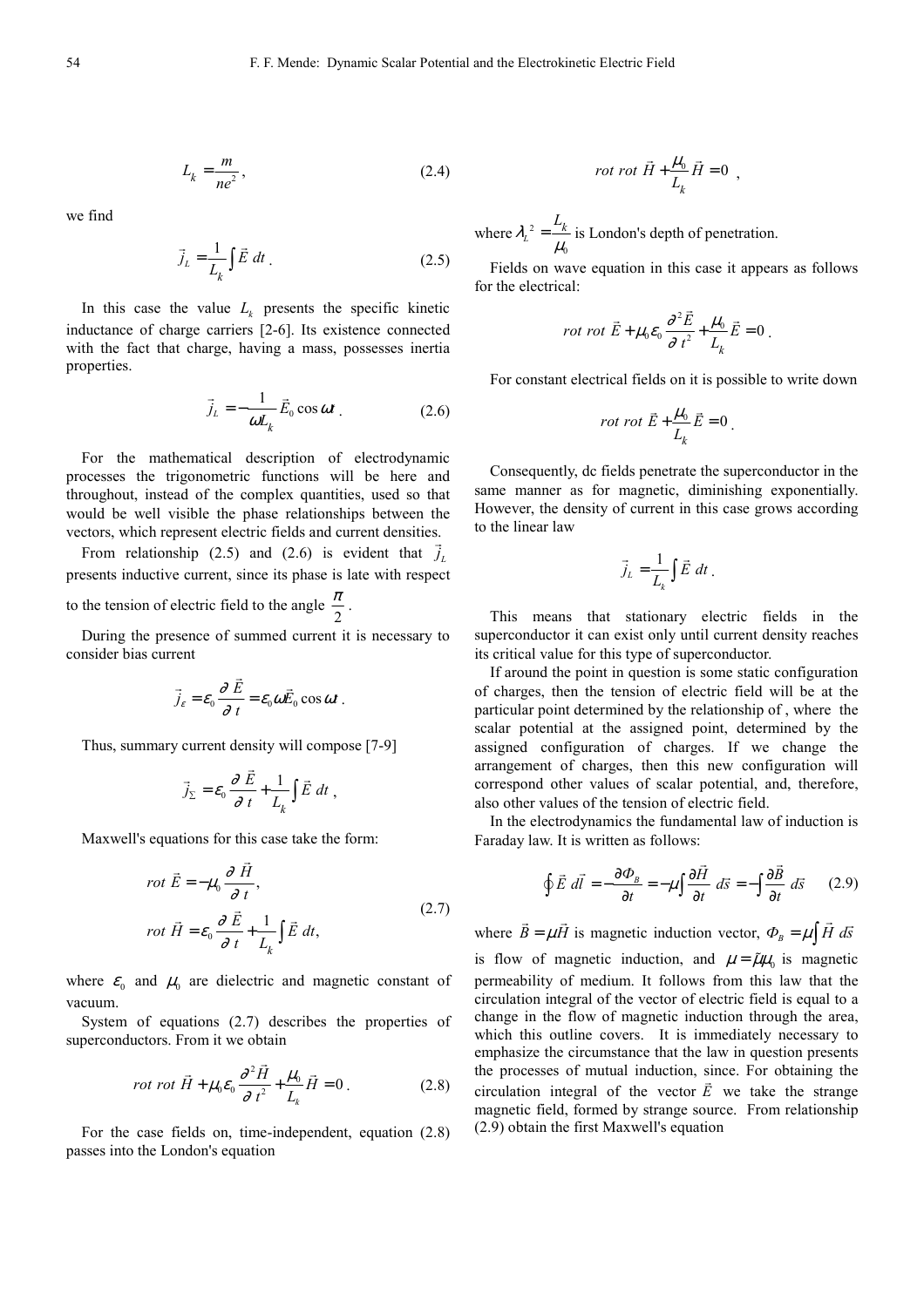$$L_k = \frac{m}{ne^2}, \tag{2.4}$$

we find

$$\vec{j}_L = \frac{1}{L_k}\int \vec{E}\, dt. \tag{2.5}$$

In this case the value $L_k$ presents the specific kinetic inductance of charge carriers [2-6]. Its existence connected with the fact that charge, having a mass, possesses inertia properties.

$$\vec{j}_L = -\frac{1}{\omega L_k}\vec{E}_0 \cos \omega t. \tag{2.6}$$

For the mathematical description of electrodynamic processes the trigonometric functions will be here and throughout, instead of the complex quantities, used so that would be well visible the phase relationships between the vectors, which represent electric fields and current densities.

From relationship (2.5) and (2.6) is evident that $\vec{j}_L$ presents inductive current, since its phase is late with respect to the tension of electric field to the angle $\frac{\pi}{2}$.

During the presence of summed current it is necessary to consider bias current

$$\vec{j}_\varepsilon = \varepsilon_0 \frac{\partial \vec{E}}{\partial t} = \varepsilon_0 \omega \vec{E}_0 \cos \omega t.$$

Thus, summary current density will compose [7-9]

$$\vec{j}_\Sigma = \varepsilon_0 \frac{\partial \vec{E}}{\partial t} + \frac{1}{L_k}\int \vec{E}\, dt,$$

Maxwell's equations for this case take the form:

$$\begin{aligned} rot\ \vec{E} &= -\mu_0 \frac{\partial \vec{H}}{\partial t}, \\ rot\ \vec{H} &= \varepsilon_0 \frac{\partial \vec{E}}{\partial t} + \frac{1}{L_k}\int \vec{E}\, dt, \end{aligned} \tag{2.7}$$

where $\varepsilon_0$ and $\mu_0$ are dielectric and magnetic constant of vacuum.

System of equations (2.7) describes the properties of superconductors. From it we obtain

$$rot\ rot\ \vec{H} + \mu_0 \varepsilon_0 \frac{\partial^2 \vec{H}}{\partial t^2} + \frac{\mu_0}{L_k}\vec{H} = 0. \tag{2.8}$$

For the case fields on, time-independent, equation (2.8) passes into the London's equation

$$rot\ rot\ \vec{H} + \frac{\mu_0}{L_k}\vec{H} = 0,$$

where $\lambda_L^2 = \frac{L_k}{\mu_0}$ is London's depth of penetration.

Fields on wave equation in this case it appears as follows for the electrical:

$$rot\ rot\ \vec{E} + \mu_0 \varepsilon_0 \frac{\partial^2 \vec{E}}{\partial t^2} + \frac{\mu_0}{L_k}\vec{E} = 0.$$

For constant electrical fields on it is possible to write down

$$rot\ rot\ \vec{E} + \frac{\mu_0}{L_k}\vec{E} = 0.$$

Consequently, dc fields penetrate the superconductor in the same manner as for magnetic, diminishing exponentially. However, the density of current in this case grows according to the linear law

$$\vec{j}_L = \frac{1}{L_k}\int \vec{E}\, dt.$$

This means that stationary electric fields in the superconductor it can exist only until current density reaches its critical value for this type of superconductor.

If around the point in question is some static configuration of charges, then the tension of electric field will be at the particular point determined by the relationship of , where the scalar potential at the assigned point, determined by the assigned configuration of charges. If we change the arrangement of charges, then this new configuration will correspond other values of scalar potential, and, therefore, also other values of the tension of electric field.

In the electrodynamics the fundamental law of induction is Faraday law. It is written as follows:

$$\oint \vec{E}\, d\vec{l} = -\frac{\partial \Phi_B}{\partial t} = -\mu \int \frac{\partial \vec{H}}{\partial t}\, d\vec{s} = -\int \frac{\partial \vec{B}}{\partial t}\, d\vec{s} \tag{2.9}$$

where $\vec{B} = \mu \vec{H}$ is magnetic induction vector, $\Phi_B = \mu \int \vec{H}\, d\vec{s}$ is flow of magnetic induction, and $\mu = \tilde{\mu}\mu_0$ is magnetic permeability of medium. It follows from this law that the circulation integral of the vector of electric field is equal to a change in the flow of magnetic induction through the area, which this outline covers. It is immediately necessary to emphasize the circumstance that the law in question presents the processes of mutual induction, since. For obtaining the circulation integral of the vector $\vec{E}$ we take the strange magnetic field, formed by strange source. From relationship (2.9) obtain the first Maxwell's equation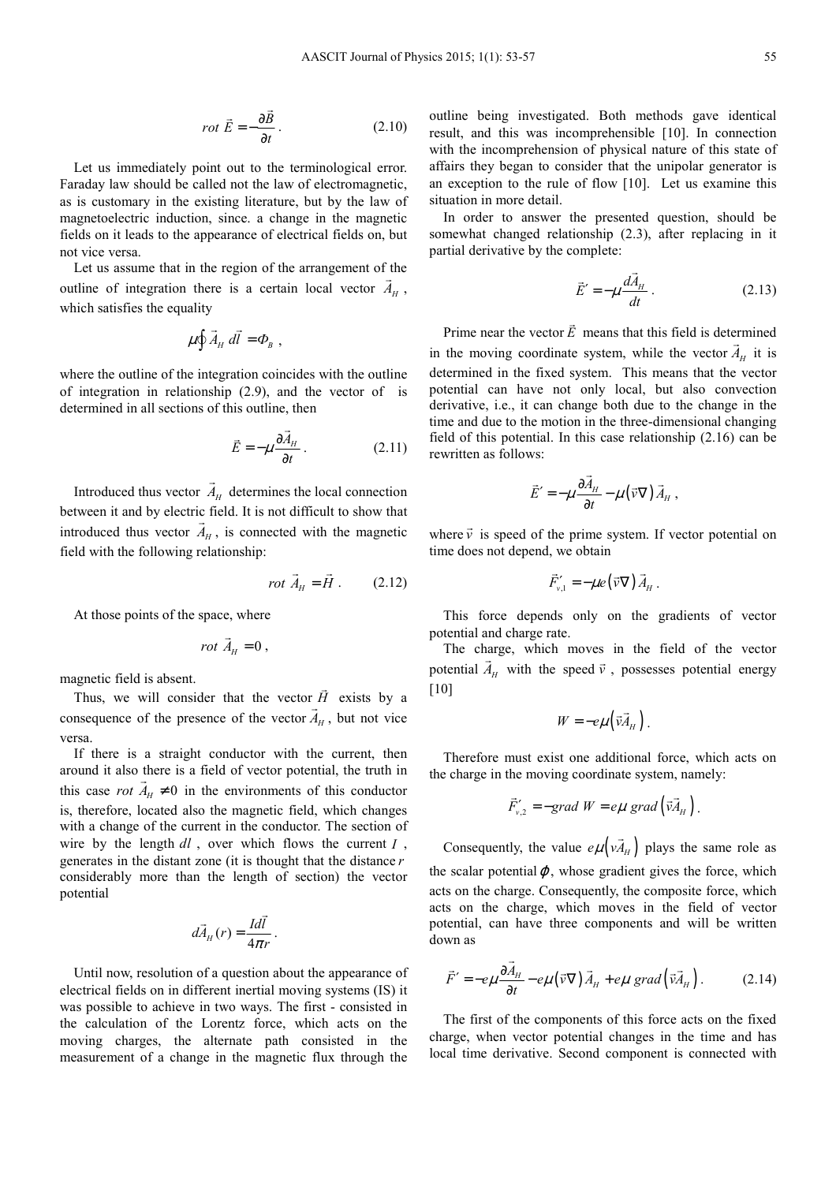$$rot\ \vec{E} = -\frac{\partial \vec{B}}{\partial t}. \quad (2.10)$$

Let us immediately point out to the terminological error. Faraday law should be called not the law of electromagnetic, as is customary in the existing literature, but by the law of magnetoelectric induction, since. a change in the magnetic fields on it leads to the appearance of electrical fields on, but not vice versa.

Let us assume that in the region of the arrangement of the outline of integration there is a certain local vector $\vec{A}_H$, which satisfies the equality

$$\mu \oint \vec{A}_H\, d\vec{l} = \Phi_B\ ,$$

where the outline of the integration coincides with the outline of integration in relationship (2.9), and the vector of is determined in all sections of this outline, then

$$\vec{E} = -\mu \frac{\partial \vec{A}_H}{\partial t}. \quad (2.11)$$

Introduced thus vector $\vec{A}_H$ determines the local connection between it and by electric field. It is not difficult to show that introduced thus vector $\vec{A}_H$, is connected with the magnetic field with the following relationship:

$$rot\ \vec{A}_H = \vec{H}\ . \quad (2.12)$$

At those points of the space, where

$$rot\ \vec{A}_H = 0\ ,$$

magnetic field is absent.

Thus, we will consider that the vector $\vec{H}$ exists by a consequence of the presence of the vector $\vec{A}_H$, but not vice versa.

If there is a straight conductor with the current, then around it also there is a field of vector potential, the truth in this case $rot\ \vec{A}_H \neq 0$ in the environments of this conductor is, therefore, located also the magnetic field, which changes with a change of the current in the conductor. The section of wire by the length $dl$, over which flows the current $I$, generates in the distant zone (it is thought that the distance $r$ considerably more than the length of section) the vector potential

$$d\vec{A}_H(r) = \frac{I d\vec{l}}{4\pi r}.$$

Until now, resolution of a question about the appearance of electrical fields on in different inertial moving systems (IS) it was possible to achieve in two ways. The first - consisted in the calculation of the Lorentz force, which acts on the moving charges, the alternate path consisted in the measurement of a change in the magnetic flux through the outline being investigated. Both methods gave identical result, and this was incomprehensible [10]. In connection with the incomprehension of physical nature of this state of affairs they began to consider that the unipolar generator is an exception to the rule of flow [10]. Let us examine this situation in more detail.

In order to answer the presented question, should be somewhat changed relationship (2.3), after replacing in it partial derivative by the complete:

$$\vec{E}' = -\mu \frac{d\vec{A}_H}{dt}. \quad (2.13)$$

Prime near the vector $\vec{E}$ means that this field is determined in the moving coordinate system, while the vector $\vec{A}_H$ it is determined in the fixed system. This means that the vector potential can have not only local, but also convection derivative, i.e., it can change both due to the change in the time and due to the motion in the three-dimensional changing field of this potential. In this case relationship (2.16) can be rewritten as follows:

$$\vec{E}' = -\mu \frac{\partial \vec{A}_H}{\partial t} - \mu (\vec{v} \nabla) \vec{A}_H\ ,$$

where $\vec{v}$ is speed of the prime system. If vector potential on time does not depend, we obtain

$$\vec{F}'_{v,1} = -\mu e (\vec{v} \nabla) \vec{A}_H\ .$$

This force depends only on the gradients of vector potential and charge rate.

The charge, which moves in the field of the vector potential $\vec{A}_H$ with the speed $\vec{v}$, possesses potential energy [10]

$$W = -e\mu \left( \vec{v} \vec{A}_H \right).$$

Therefore must exist one additional force, which acts on the charge in the moving coordinate system, namely:

$$\vec{F}'_{v,2} = -grad\ W = e\mu\ grad \left( \vec{v} \vec{A}_H \right).$$

Consequently, the value $e\mu \left( v\vec{A}_H \right)$ plays the same role as the scalar potential $\varphi$, whose gradient gives the force, which acts on the charge. Consequently, the composite force, which acts on the charge, which moves in the field of vector potential, can have three components and will be written down as

$$\vec{F}' = -e\mu \frac{\partial \vec{A}_H}{\partial t} - e\mu (\vec{v} \nabla) \vec{A}_H + e\mu\ grad \left( \vec{v} \vec{A}_H \right). \quad (2.14)$$

The first of the components of this force acts on the fixed charge, when vector potential changes in the time and has local time derivative. Second component is connected with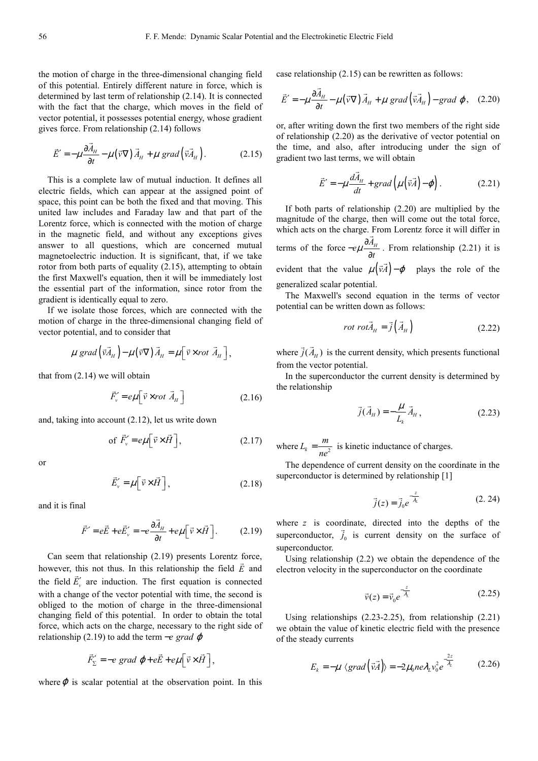the motion of charge in the three-dimensional changing field of this potential. Entirely different nature in force, which is determined by last term of relationship (2.14). It is connected with the fact that the charge, which moves in the field of vector potential, it possesses potential energy, whose gradient gives force. From relationship (2.14) follows

$$\vec{E}' = -\mu \frac{\partial \vec{A}_H}{\partial t} - \mu\left(\vec{v}\nabla\right)\vec{A}_H + \mu\, grad\left(\vec{v}\vec{A}_H\right). \qquad (2.15)$$

This is a complete law of mutual induction. It defines all electric fields, which can appear at the assigned point of space, this point can be both the fixed and that moving. This united law includes and Faraday law and that part of the Lorentz force, which is connected with the motion of charge in the magnetic field, and without any exceptions gives answer to all questions, which are concerned mutual magnetoelectric induction. It is significant, that, if we take rotor from both parts of equality (2.15), attempting to obtain the first Maxwell's equation, then it will be immediately lost the essential part of the information, since rotor from the gradient is identically equal to zero.

If we isolate those forces, which are connected with the motion of charge in the three-dimensional changing field of vector potential, and to consider that

$$\mu\, grad\left(\vec{v}\vec{A}_H\right) - \mu\left(\vec{v}\nabla\right)\vec{A}_H = \mu\left[\vec{v} \times rot\ \vec{A}_H\right],$$

that from (2.14) we will obtain

$$\vec{F}'_v = e\mu\left[\vec{v} \times rot\ \vec{A}_H\right] \qquad (2.16)$$

and, taking into account (2.12), let us write down

$$\text{of } \vec{F}'_v = e\mu\left[\vec{v} \times \vec{H}\right], \qquad (2.17)$$

or

$$\vec{E}'_v = \mu\left[\vec{v} \times \vec{H}\right], \qquad (2.18)$$

and it is final

$$\vec{F}' = e\vec{E} + e\vec{E}'_v = -e\frac{\partial \vec{A}_H}{\partial t} + e\mu\left[\vec{v} \times \vec{H}\right]. \qquad (2.19)$$

Can seem that relationship (2.19) presents Lorentz force, however, this not thus. In this relationship the field $\vec{E}$ and the field $\vec{E}'_v$ are induction. The first equation is connected with a change of the vector potential with time, the second is obliged to the motion of charge in the three-dimensional changing field of this potential. In order to obtain the total force, which acts on the charge, necessary to the right side of relationship (2.19) to add the term $-e\ grad\ \varphi$

$$\vec{F}'_\Sigma = -e\ grad\ \varphi + e\vec{E} + e\mu\left[\vec{v} \times \vec{H}\right],$$

where $\varphi$ is scalar potential at the observation point. In this case relationship (2.15) can be rewritten as follows:

$$\vec{E}' = -\mu \frac{\partial \vec{A}_H}{\partial t} - \mu\left(\vec{v}\nabla\right)\vec{A}_H + \mu\, grad\left(\vec{v}\vec{A}_H\right) - grad\ \varphi, \quad (2.20)$$

or, after writing down the first two members of the right side of relationship (2.20) as the derivative of vector potential on the time, and also, after introducing under the sign of gradient two last terms, we will obtain

$$\vec{E}' = -\mu \frac{d\vec{A}_H}{dt} + grad\left(\mu\left(\vec{v}\vec{A}\right) - \varphi\right). \qquad (2.21)$$

If both parts of relationship (2.20) are multiplied by the magnitude of the charge, then will come out the total force, which acts on the charge. From Lorentz force it will differ in terms of the force $-e\mu\frac{\partial \vec{A}_H}{\partial t}$. From relationship (2.21) it is evident that the value $\mu\left(\vec{v}\vec{A}\right) - \varphi$ plays the role of the generalized scalar potential.

The Maxwell's second equation in the terms of vector potential can be written down as follows:

$$rot\ rot\vec{A}_H = \vec{j}\left(\vec{A}_H\right) \qquad (2.22)$$

where $\vec{j}(\vec{A}_H)$ is the current density, which presents functional from the vector potential.

In the superconductor the current density is determined by the relationship

$$\vec{j}(\vec{A}_H) = -\frac{\mu}{L_k}\vec{A}_H, \qquad (2.23)$$

where $L_k = \frac{m}{ne^2}$ is kinetic inductance of charges.

The dependence of current density on the coordinate in the superconductor is determined by relationship [1]

$$\vec{j}(z) = \vec{j}_0 e^{-\frac{z}{\lambda_L}} \qquad (2.24)$$

where $z$ is coordinate, directed into the depths of the superconductor, $\vec{j}_0$ is current density on the surface of superconductor.

Using relationship (2.2) we obtain the dependence of the electron velocity in the superconductor on the coordinate

$$\vec{v}(z) = \vec{v}_0 e^{-\frac{z}{\lambda_L}} \qquad (2.25)$$

Using relationships (2.23-2.25), from relationship (2.21) we obtain the value of kinetic electric field with the presence of the steady currents

$$E_k = -\mu\ \langle grad\left(\vec{v}\vec{A}\right)\rangle = -2\mu_0 ne\lambda_L v_0^2 e^{-\frac{2z}{\lambda_L}} \qquad (2.26)$$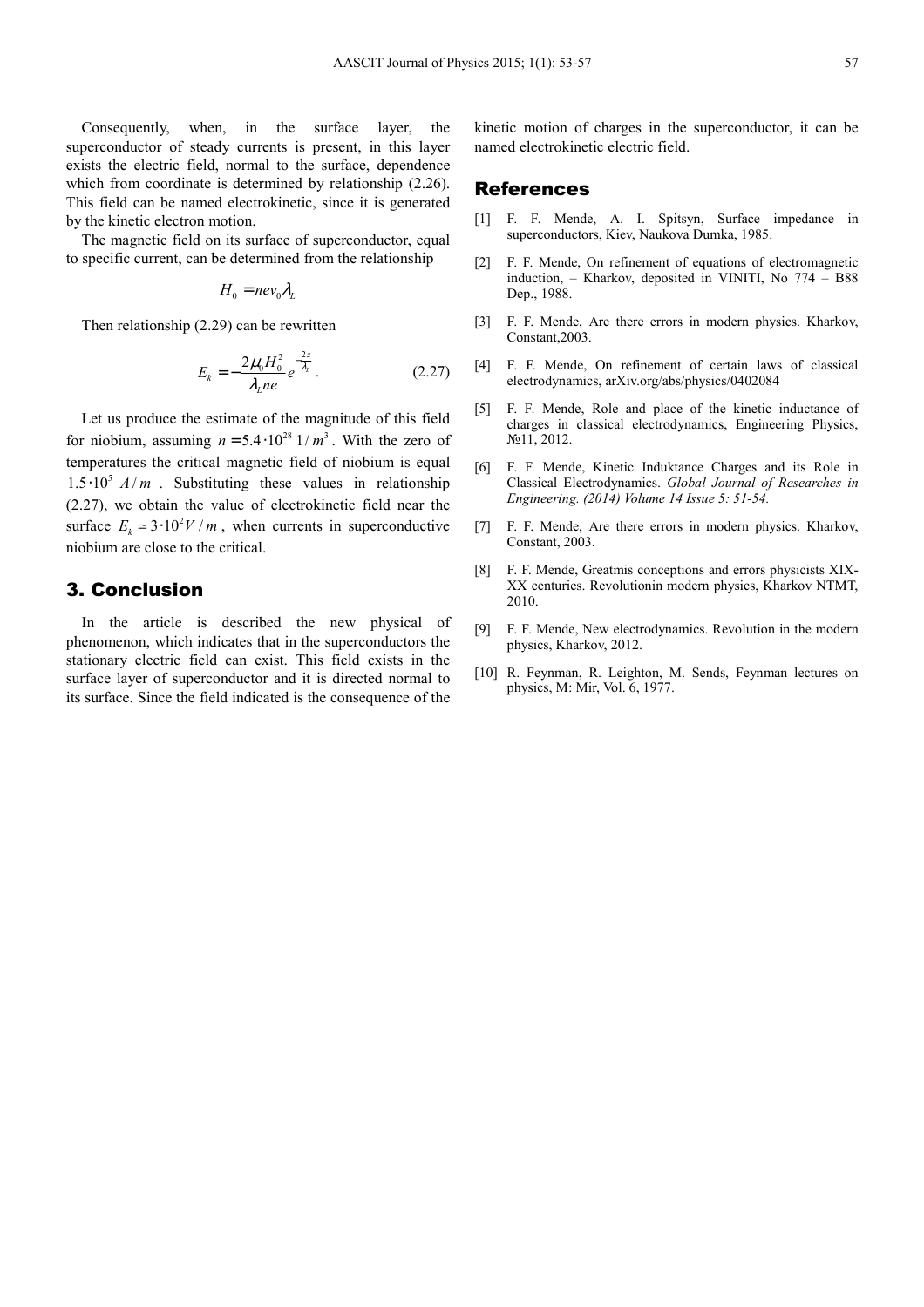Consequently, when, in the surface layer, the superconductor of steady currents is present, in this layer exists the electric field, normal to the surface, dependence which from coordinate is determined by relationship (2.26). This field can be named electrokinetic, since it is generated by the kinetic electron motion.

The magnetic field on its surface of superconductor, equal to specific current, can be determined from the relationship

$$H_0 = nev_0\lambda_L$$

Then relationship (2.29) can be rewritten

$$E_k = -\frac{2\mu_0 H_0^2}{\lambda_L ne} e^{-\frac{2z}{\lambda_L}}. \tag{2.27}$$

Let us produce the estimate of the magnitude of this field for niobium, assuming $n = 5.4 \cdot 10^{28}\ 1/m^3$. With the zero of temperatures the critical magnetic field of niobium is equal $1.5 \cdot 10^5\ A/m$. Substituting these values in relationship (2.27), we obtain the value of electrokinetic field near the surface $E_k \simeq 3 \cdot 10^2 V/m$, when currents in superconductive niobium are close to the critical.

## 3. Conclusion

In the article is described the new physical of phenomenon, which indicates that in the superconductors the stationary electric field can exist. This field exists in the surface layer of superconductor and it is directed normal to its surface. Since the field indicated is the consequence of the kinetic motion of charges in the superconductor, it can be named electrokinetic electric field.

## References

[1] F. F. Mende, A. I. Spitsyn, Surface impedance in superconductors, Kiev, Naukova Dumka, 1985.

[2] F. F. Mende, On refinement of equations of electromagnetic induction, – Kharkov, deposited in VINITI, No 774 – B88 Dep., 1988.

[3] F. F. Mende, Are there errors in modern physics. Kharkov, Constant,2003.

[4] F. F. Mende, On refinement of certain laws of classical electrodynamics, arXiv.org/abs/physics/0402084

[5] F. F. Mende, Role and place of the kinetic inductance of charges in classical electrodynamics, Engineering Physics, №11, 2012.

[6] F. F. Mende, Kinetic Induktance Charges and its Role in Classical Electrodynamics. *Global Journal of Researches in Engineering. (2014) Volume 14 Issue 5: 51-54.*

[7] F. F. Mende, Are there errors in modern physics. Kharkov, Constant, 2003.

[8] F. F. Mende, Greatmis conceptions and errors physicists XIX-XX centuries. Revolutionin modern physics, Kharkov NTMT, 2010.

[9] F. F. Mende, New electrodynamics. Revolution in the modern physics, Kharkov, 2012.

[10] R. Feynman, R. Leighton, M. Sends, Feynman lectures on physics, M: Mir, Vol. 6, 1977.